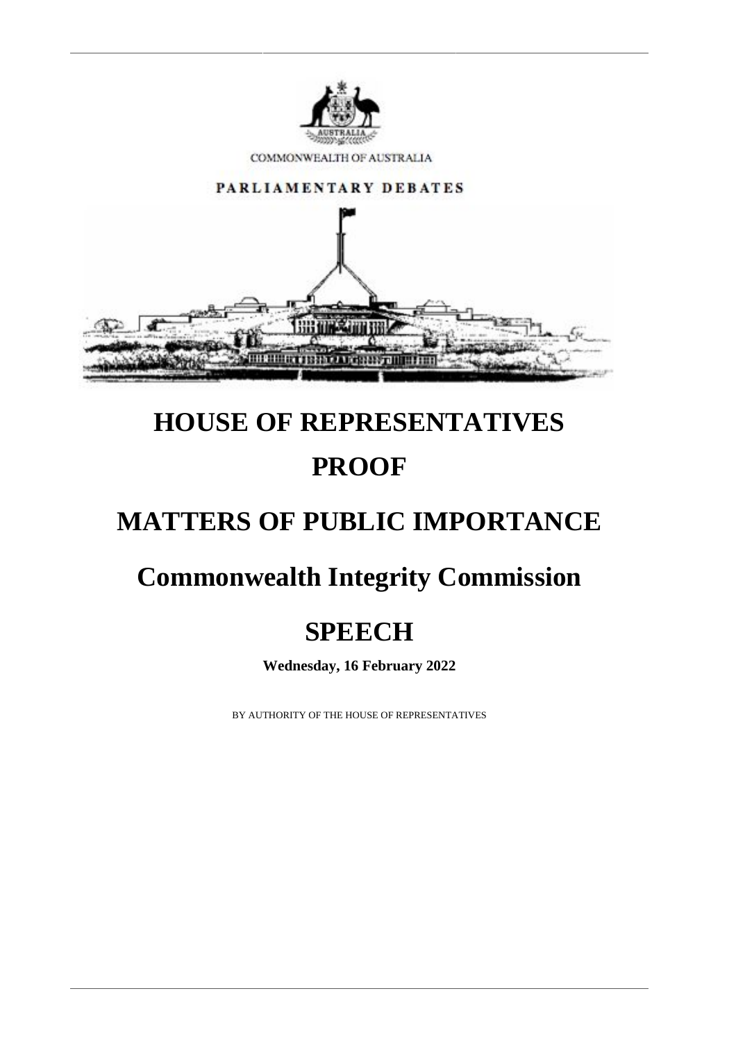COMMONWEALTH OF AUSTRALIA

PARLIAMENTARY DEBATES

# HOUSE OF REPRESENTATIVES

# PROOF

# MATTERS OF PUBLIC IMPORTANCE

## Commonwealth Integrity Commission

# SPEECH

**Wednesday, 16 February 2022**

BY AUTHORITY OF THE HOUSE OF REPRESENTATIVES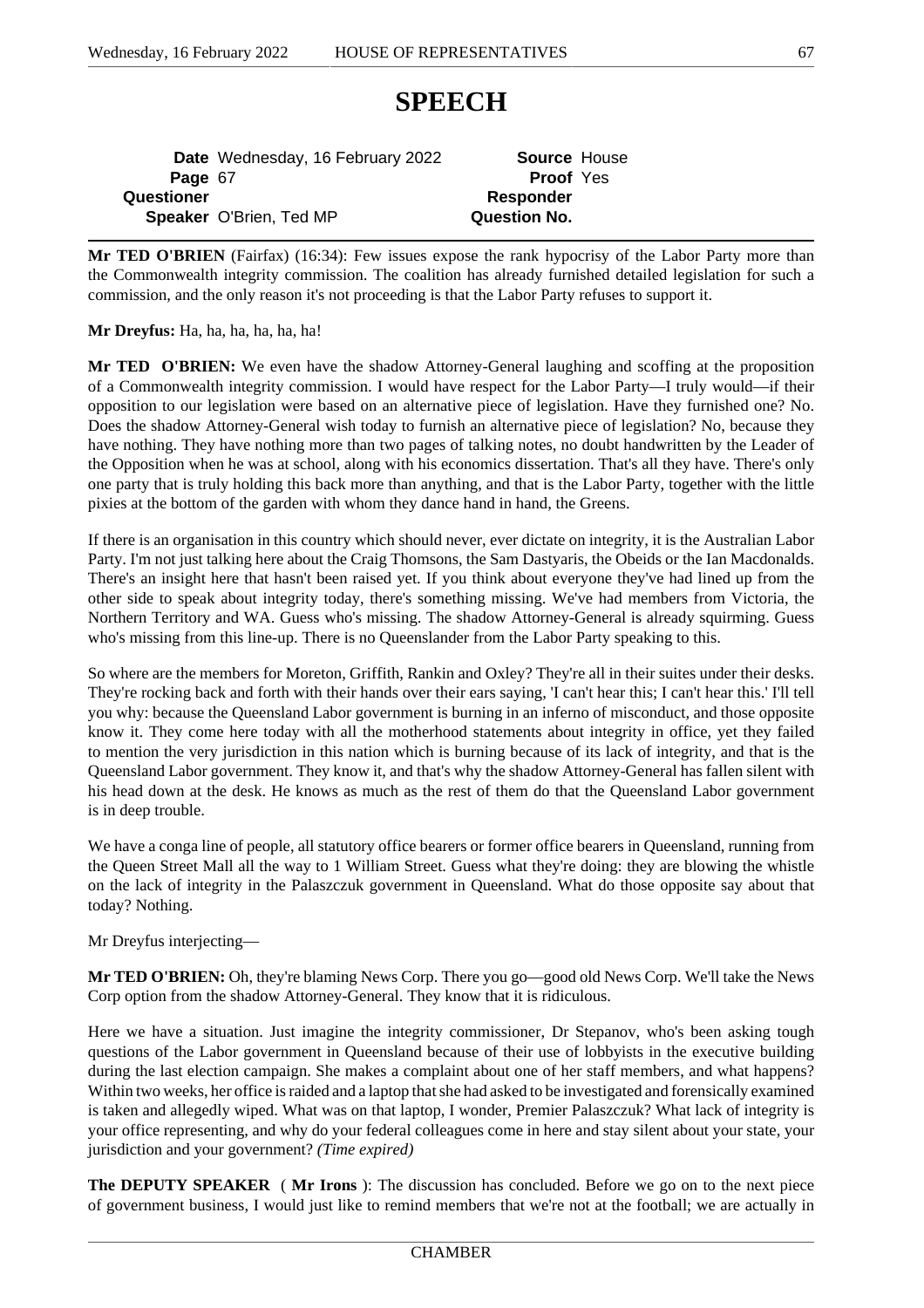# SPEECH

| | | | |
|---|---|---|---|
| **Date** | Wednesday, 16 February 2022 | **Source** | House |
| **Page** | 67 | **Proof** | Yes |
| **Questioner** | | **Responder** | |
| **Speaker** | O'Brien, Ted MP | **Question No.** | |

**Mr TED O'BRIEN** (Fairfax) (16:34): Few issues expose the rank hypocrisy of the Labor Party more than the Commonwealth integrity commission. The coalition has already furnished detailed legislation for such a commission, and the only reason it's not proceeding is that the Labor Party refuses to support it.

**Mr Dreyfus:** Ha, ha, ha, ha, ha, ha!

**Mr TED O'BRIEN:** We even have the shadow Attorney-General laughing and scoffing at the proposition of a Commonwealth integrity commission. I would have respect for the Labor Party—I truly would—if their opposition to our legislation were based on an alternative piece of legislation. Have they furnished one? No. Does the shadow Attorney-General wish today to furnish an alternative piece of legislation? No, because they have nothing. They have nothing more than two pages of talking notes, no doubt handwritten by the Leader of the Opposition when he was at school, along with his economics dissertation. That's all they have. There's only one party that is truly holding this back more than anything, and that is the Labor Party, together with the little pixies at the bottom of the garden with whom they dance hand in hand, the Greens.

If there is an organisation in this country which should never, ever dictate on integrity, it is the Australian Labor Party. I'm not just talking here about the Craig Thomsons, the Sam Dastyaris, the Obeids or the Ian Macdonalds. There's an insight here that hasn't been raised yet. If you think about everyone they've had lined up from the other side to speak about integrity today, there's something missing. We've had members from Victoria, the Northern Territory and WA. Guess who's missing. The shadow Attorney-General is already squirming. Guess who's missing from this line-up. There is no Queenslander from the Labor Party speaking to this.

So where are the members for Moreton, Griffith, Rankin and Oxley? They're all in their suites under their desks. They're rocking back and forth with their hands over their ears saying, 'I can't hear this; I can't hear this.' I'll tell you why: because the Queensland Labor government is burning in an inferno of misconduct, and those opposite know it. They come here today with all the motherhood statements about integrity in office, yet they failed to mention the very jurisdiction in this nation which is burning because of its lack of integrity, and that is the Queensland Labor government. They know it, and that's why the shadow Attorney-General has fallen silent with his head down at the desk. He knows as much as the rest of them do that the Queensland Labor government is in deep trouble.

We have a conga line of people, all statutory office bearers or former office bearers in Queensland, running from the Queen Street Mall all the way to 1 William Street. Guess what they're doing: they are blowing the whistle on the lack of integrity in the Palaszczuk government in Queensland. What do those opposite say about that today? Nothing.

Mr Dreyfus interjecting—

**Mr TED O'BRIEN:** Oh, they're blaming News Corp. There you go—good old News Corp. We'll take the News Corp option from the shadow Attorney-General. They know that it is ridiculous.

Here we have a situation. Just imagine the integrity commissioner, Dr Stepanov, who's been asking tough questions of the Labor government in Queensland because of their use of lobbyists in the executive building during the last election campaign. She makes a complaint about one of her staff members, and what happens? Within two weeks, her office is raided and a laptop that she had asked to be investigated and forensically examined is taken and allegedly wiped. What was on that laptop, I wonder, Premier Palaszczuk? What lack of integrity is your office representing, and why do your federal colleagues come in here and stay silent about your state, your jurisdiction and your government? *(Time expired)*

**The DEPUTY SPEAKER** ( **Mr Irons** ): The discussion has concluded. Before we go on to the next piece of government business, I would just like to remind members that we're not at the football; we are actually in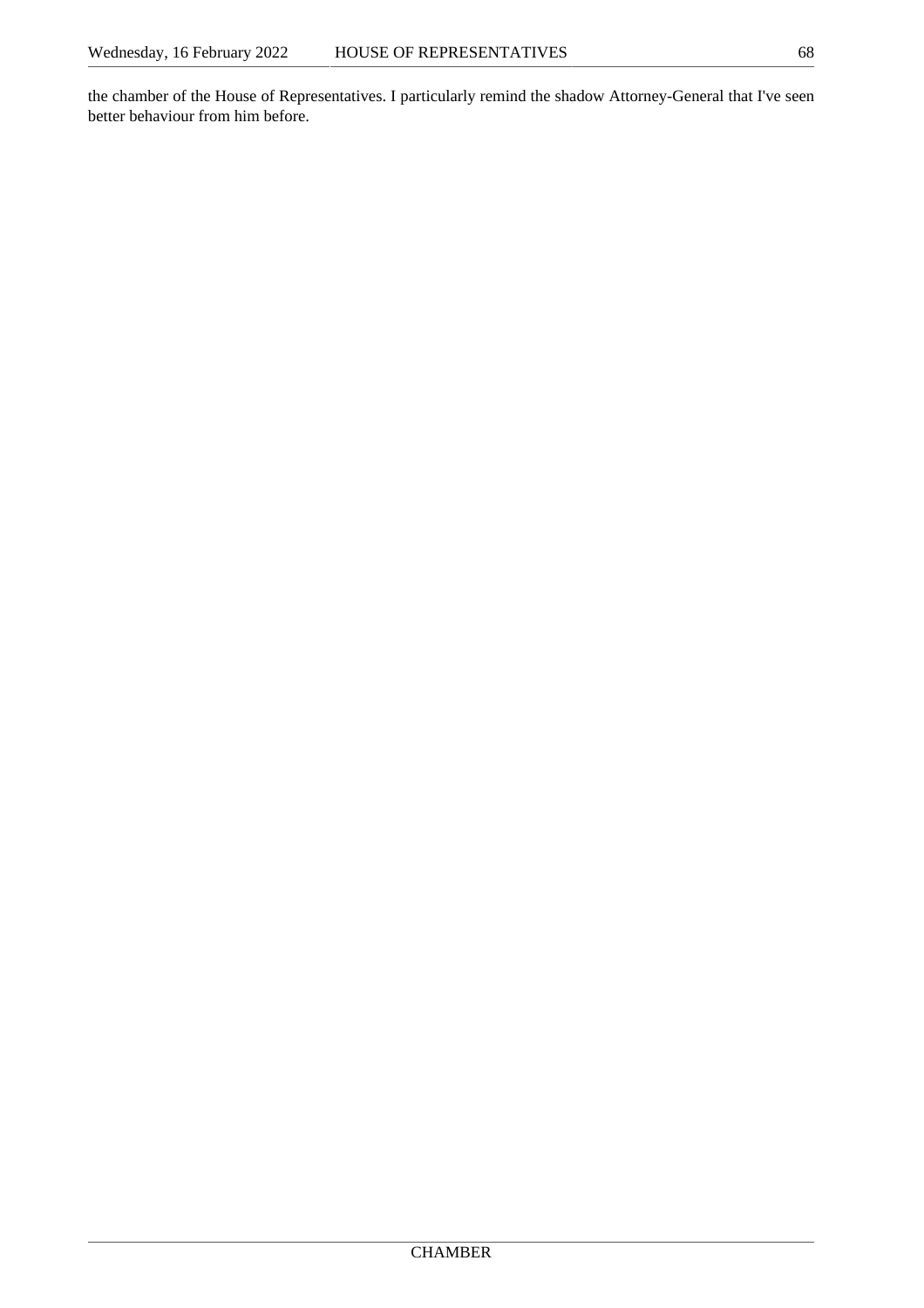the chamber of the House of Representatives. I particularly remind the shadow Attorney-General that I've seen better behaviour from him before.